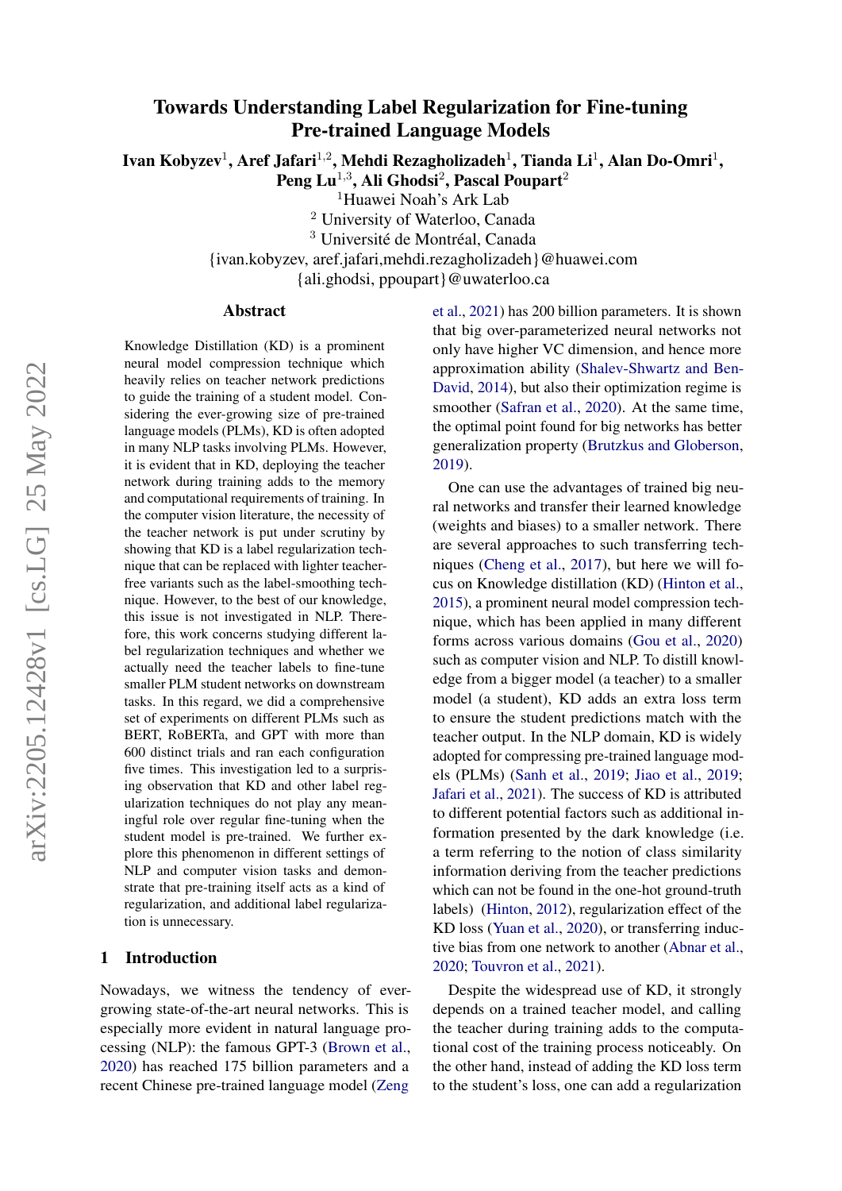# Towards Understanding Label Regularization for Fine-tuning Pre-trained Language Models

**Ivan Kobyzev**[1], **Aref Jafari**[1,2], **Mehdi Rezagholizadeh**[1], **Tianda Li**[1], **Alan Do-Omri**[1], **Peng Lu**[1,3], **Ali Ghodsi**[2], **Pascal Poupart**[2]

[1]Huawei Noah's Ark Lab

[2] University of Waterloo, Canada

[3] Université de Montréal, Canada

{ivan.kobyzev, aref.jafari,mehdi.rezagholizadeh}@huawei.com

{ali.ghodsi, ppoupart}@uwaterloo.ca

## Abstract

Knowledge Distillation (KD) is a prominent neural model compression technique which heavily relies on teacher network predictions to guide the training of a student model. Considering the ever-growing size of pre-trained language models (PLMs), KD is often adopted in many NLP tasks involving PLMs. However, it is evident that in KD, deploying the teacher network during training adds to the memory and computational requirements of training. In the computer vision literature, the necessity of the teacher network is put under scrutiny by showing that KD is a label regularization technique that can be replaced with lighter teacher-free variants such as the label-smoothing technique. However, to the best of our knowledge, this issue is not investigated in NLP. Therefore, this work concerns studying different label regularization techniques and whether we actually need the teacher labels to fine-tune smaller PLM student networks on downstream tasks. In this regard, we did a comprehensive set of experiments on different PLMs such as BERT, RoBERTa, and GPT with more than 600 distinct trials and ran each configuration five times. This investigation led to a surprising observation that KD and other label regularization techniques do not play any meaningful role over regular fine-tuning when the student model is pre-trained. We further explore this phenomenon in different settings of NLP and computer vision tasks and demonstrate that pre-training itself acts as a kind of regularization, and additional label regularization is unnecessary.

## 1 Introduction

Nowadays, we witness the tendency of ever-growing state-of-the-art neural networks. This is especially more evident in natural language processing (NLP): the famous GPT-3 (Brown et al., 2020) has reached 175 billion parameters and a recent Chinese pre-trained language model (Zeng et al., 2021) has 200 billion parameters. It is shown that big over-parameterized neural networks not only have higher VC dimension, and hence more approximation ability (Shalev-Shwartz and Ben-David, 2014), but also their optimization regime is smoother (Safran et al., 2020). At the same time, the optimal point found for big networks has better generalization property (Brutzkus and Globerson, 2019).

One can use the advantages of trained big neural networks and transfer their learned knowledge (weights and biases) to a smaller network. There are several approaches to such transferring techniques (Cheng et al., 2017), but here we will focus on Knowledge distillation (KD) (Hinton et al., 2015), a prominent neural model compression technique, which has been applied in many different forms across various domains (Gou et al., 2020) such as computer vision and NLP. To distill knowledge from a bigger model (a teacher) to a smaller model (a student), KD adds an extra loss term to ensure the student predictions match with the teacher output. In the NLP domain, KD is widely adopted for compressing pre-trained language models (PLMs) (Sanh et al., 2019; Jiao et al., 2019; Jafari et al., 2021). The success of KD is attributed to different potential factors such as additional information presented by the dark knowledge (i.e. a term referring to the notion of class similarity information deriving from the teacher predictions which can not be found in the one-hot ground-truth labels) (Hinton, 2012), regularization effect of the KD loss (Yuan et al., 2020), or transferring inductive bias from one network to another (Abnar et al., 2020; Touvron et al., 2021).

Despite the widespread use of KD, it strongly depends on a trained teacher model, and calling the teacher during training adds to the computational cost of the training process noticeably. On the other hand, instead of adding the KD loss term to the student's loss, one can add a regularization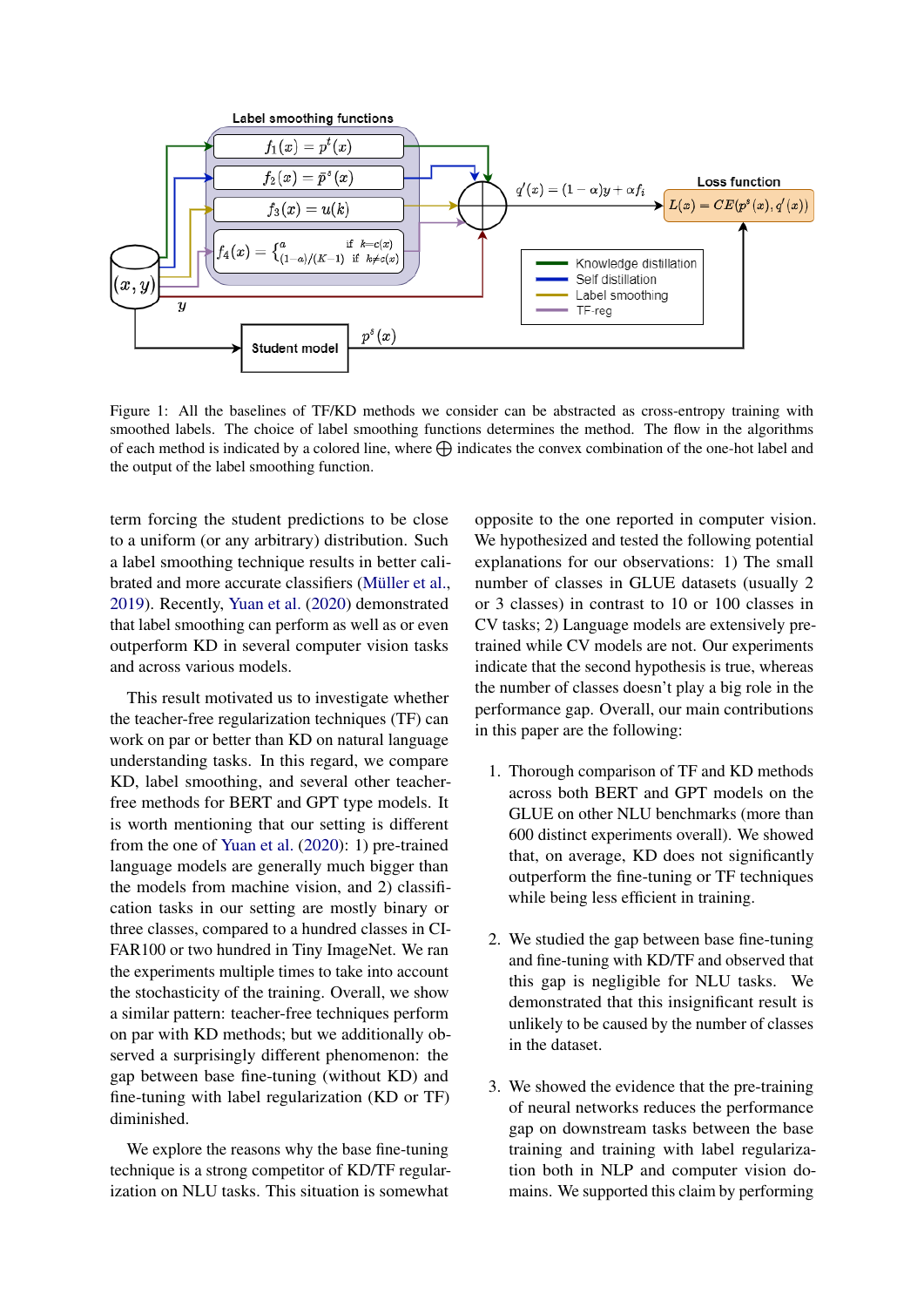Figure 1: All the baselines of TF/KD methods we consider can be abstracted as cross-entropy training with smoothed labels. The choice of label smoothing functions determines the method. The flow in the algorithms of each method is indicated by a colored line, where $\bigoplus$ indicates the convex combination of the one-hot label and the output of the label smoothing function.

term forcing the student predictions to be close to a uniform (or any arbitrary) distribution. Such a label smoothing technique results in better calibrated and more accurate classifiers (Müller et al., 2019). Recently, Yuan et al. (2020) demonstrated that label smoothing can perform as well as or even outperform KD in several computer vision tasks and across various models.

This result motivated us to investigate whether the teacher-free regularization techniques (TF) can work on par or better than KD on natural language understanding tasks. In this regard, we compare KD, label smoothing, and several other teacher-free methods for BERT and GPT type models. It is worth mentioning that our setting is different from the one of Yuan et al. (2020): 1) pre-trained language models are generally much bigger than the models from machine vision, and 2) classification tasks in our setting are mostly binary or three classes, compared to a hundred classes in CIFAR100 or two hundred in Tiny ImageNet. We ran the experiments multiple times to take into account the stochasticity of the training. Overall, we show a similar pattern: teacher-free techniques perform on par with KD methods; but we additionally observed a surprisingly different phenomenon: the gap between base fine-tuning (without KD) and fine-tuning with label regularization (KD or TF) diminished.

We explore the reasons why the base fine-tuning technique is a strong competitor of KD/TF regularization on NLU tasks. This situation is somewhat opposite to the one reported in computer vision. We hypothesized and tested the following potential explanations for our observations: 1) The small number of classes in GLUE datasets (usually 2 or 3 classes) in contrast to 10 or 100 classes in CV tasks; 2) Language models are extensively pre-trained while CV models are not. Our experiments indicate that the second hypothesis is true, whereas the number of classes doesn't play a big role in the performance gap. Overall, our main contributions in this paper are the following:

1. Thorough comparison of TF and KD methods across both BERT and GPT models on the GLUE on other NLU benchmarks (more than 600 distinct experiments overall). We showed that, on average, KD does not significantly outperform the fine-tuning or TF techniques while being less efficient in training.

2. We studied the gap between base fine-tuning and fine-tuning with KD/TF and observed that this gap is negligible for NLU tasks. We demonstrated that this insignificant result is unlikely to be caused by the number of classes in the dataset.

3. We showed the evidence that the pre-training of neural networks reduces the performance gap on downstream tasks between the base training and training with label regularization both in NLP and computer vision domains. We supported this claim by performing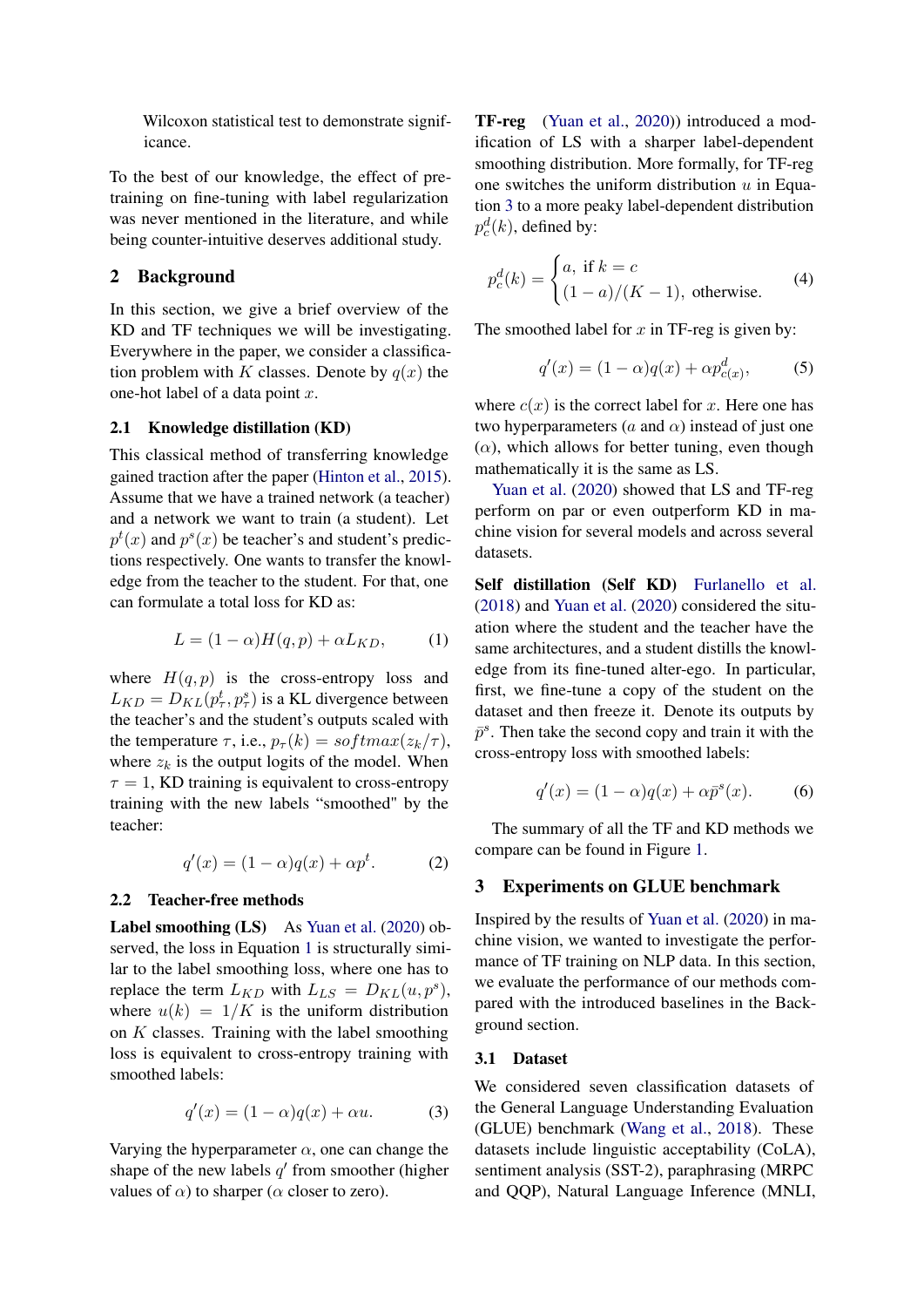Wilcoxon statistical test to demonstrate significance.

To the best of our knowledge, the effect of pre-training on fine-tuning with label regularization was never mentioned in the literature, and while being counter-intuitive deserves additional study.

## 2 Background

In this section, we give a brief overview of the KD and TF techniques we will be investigating. Everywhere in the paper, we consider a classification problem with $K$ classes. Denote by $q(x)$ the one-hot label of a data point $x$.

### 2.1 Knowledge distillation (KD)

This classical method of transferring knowledge gained traction after the paper (Hinton et al., 2015). Assume that we have a trained network (a teacher) and a network we want to train (a student). Let $p^t(x)$ and $p^s(x)$ be teacher's and student's predictions respectively. One wants to transfer the knowledge from the teacher to the student. For that, one can formulate a total loss for KD as:

$$L = (1-\alpha)H(q,p) + \alpha L_{KD}, \tag{1}$$

where $H(q,p)$ is the cross-entropy loss and $L_{KD} = D_{KL}(p^t_\tau, p^s_\tau)$ is a KL divergence between the teacher's and the student's outputs scaled with the temperature $\tau$, i.e., $p_\tau(k) = softmax(z_k/\tau)$, where $z_k$ is the output logits of the model. When $\tau = 1$, KD training is equivalent to cross-entropy training with the new labels "smoothed" by the teacher:

$$q'(x) = (1-\alpha)q(x) + \alpha p^t. \tag{2}$$

### 2.2 Teacher-free methods

**Label smoothing (LS)** As Yuan et al. (2020) observed, the loss in Equation 1 is structurally similar to the label smoothing loss, where one has to replace the term $L_{KD}$ with $L_{LS} = D_{KL}(u, p^s)$, where $u(k) = 1/K$ is the uniform distribution on $K$ classes. Training with the label smoothing loss is equivalent to cross-entropy training with smoothed labels:

$$q'(x) = (1-\alpha)q(x) + \alpha u. \tag{3}$$

Varying the hyperparameter $\alpha$, one can change the shape of the new labels $q'$ from smoother (higher values of $\alpha$) to sharper ($\alpha$ closer to zero).

**TF-reg** (Yuan et al., 2020)) introduced a modification of LS with a sharper label-dependent smoothing distribution. More formally, for TF-reg one switches the uniform distribution $u$ in Equation 3 to a more peaky label-dependent distribution $p^d_c(k)$, defined by:

$$p^d_c(k) = \begin{cases} a, \text{ if } k = c \\ (1-a)/(K-1), \text{ otherwise.} \end{cases} \tag{4}$$

The smoothed label for $x$ in TF-reg is given by:

$$q'(x) = (1-\alpha)q(x) + \alpha p^d_{c(x)}, \tag{5}$$

where $c(x)$ is the correct label for $x$. Here one has two hyperparameters ($a$ and $\alpha$) instead of just one ($\alpha$), which allows for better tuning, even though mathematically it is the same as LS.

Yuan et al. (2020) showed that LS and TF-reg perform on par or even outperform KD in machine vision for several models and across several datasets.

**Self distillation (Self KD)** Furlanello et al. (2018) and Yuan et al. (2020) considered the situation where the student and the teacher have the same architectures, and a student distills the knowledge from its fine-tuned alter-ego. In particular, first, we fine-tune a copy of the student on the dataset and then freeze it. Denote its outputs by $\bar{p}^s$. Then take the second copy and train it with the cross-entropy loss with smoothed labels:

$$q'(x) = (1-\alpha)q(x) + \alpha\bar{p}^s(x). \tag{6}$$

The summary of all the TF and KD methods we compare can be found in Figure 1.

## 3 Experiments on GLUE benchmark

Inspired by the results of Yuan et al. (2020) in machine vision, we wanted to investigate the performance of TF training on NLP data. In this section, we evaluate the performance of our methods compared with the introduced baselines in the Background section.

### 3.1 Dataset

We considered seven classification datasets of the General Language Understanding Evaluation (GLUE) benchmark (Wang et al., 2018). These datasets include linguistic acceptability (CoLA), sentiment analysis (SST-2), paraphrasing (MRPC and QQP), Natural Language Inference (MNLI,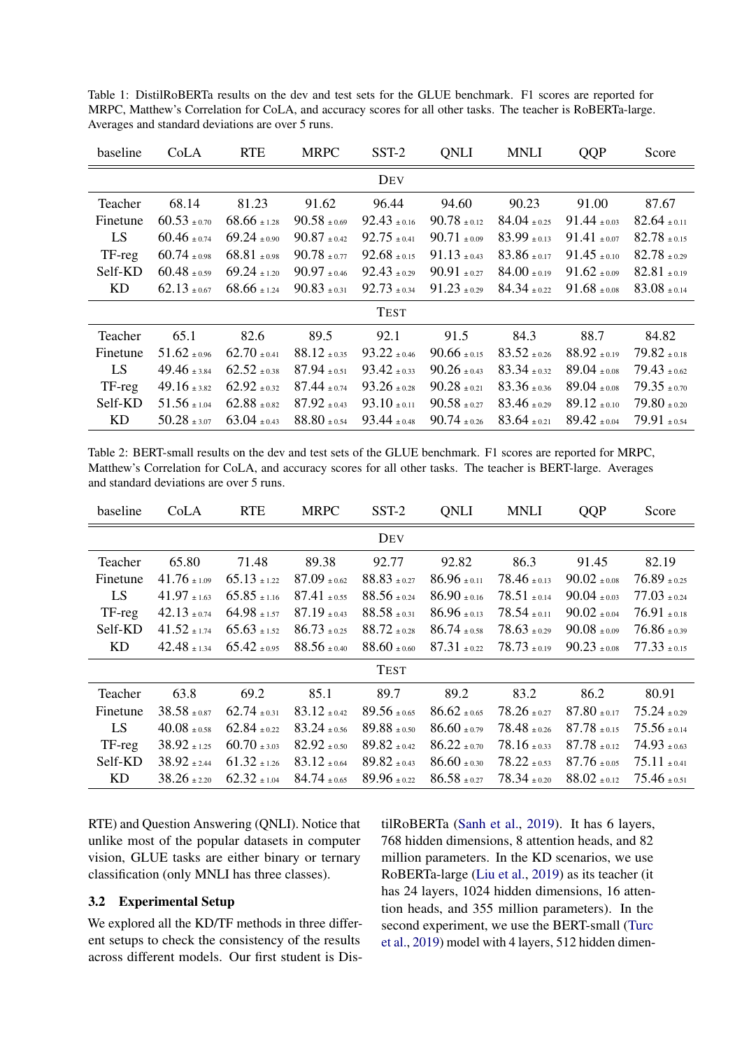Table 1: DistilRoBERTa results on the dev and test sets for the GLUE benchmark. F1 scores are reported for MRPC, Matthew's Correlation for CoLA, and accuracy scores for all other tasks. The teacher is RoBERTa-large. Averages and standard deviations are over 5 runs.

| baseline | CoLA | RTE | MRPC | SST-2 | QNLI | MNLI | QQP | Score |
|---|---|---|---|---|---|---|---|---|
| | | | | DEV | | | | |
| Teacher | 68.14 | 81.23 | 91.62 | 96.44 | 94.60 | 90.23 | 91.00 | 87.67 |
| Finetune | 60.53 $\pm 0.70$ | 68.66 $\pm 1.28$ | 90.58 $\pm 0.69$ | 92.43 $\pm 0.16$ | 90.78 $\pm 0.12$ | 84.04 $\pm 0.25$ | 91.44 $\pm 0.03$ | 82.64 $\pm 0.11$ |
| LS | 60.46 $\pm 0.74$ | 69.24 $\pm 0.90$ | 90.87 $\pm 0.42$ | 92.75 $\pm 0.41$ | 90.71 $\pm 0.09$ | 83.99 $\pm 0.13$ | 91.41 $\pm 0.07$ | 82.78 $\pm 0.15$ |
| TF-reg | 60.74 $\pm 0.98$ | 68.81 $\pm 0.98$ | 90.78 $\pm 0.77$ | 92.68 $\pm 0.15$ | 91.13 $\pm 0.43$ | 83.86 $\pm 0.17$ | 91.45 $\pm 0.10$ | 82.78 $\pm 0.29$ |
| Self-KD | 60.48 $\pm 0.59$ | 69.24 $\pm 1.20$ | 90.97 $\pm 0.46$ | 92.43 $\pm 0.29$ | 90.91 $\pm 0.27$ | 84.00 $\pm 0.19$ | 91.62 $\pm 0.09$ | 82.81 $\pm 0.19$ |
| KD | 62.13 $\pm 0.67$ | 68.66 $\pm 1.24$ | 90.83 $\pm 0.31$ | 92.73 $\pm 0.34$ | 91.23 $\pm 0.29$ | 84.34 $\pm 0.22$ | 91.68 $\pm 0.08$ | 83.08 $\pm 0.14$ |
| | | | | TEST | | | | |
| Teacher | 65.1 | 82.6 | 89.5 | 92.1 | 91.5 | 84.3 | 88.7 | 84.82 |
| Finetune | 51.62 $\pm 0.96$ | 62.70 $\pm 0.41$ | 88.12 $\pm 0.35$ | 93.22 $\pm 0.46$ | 90.66 $\pm 0.15$ | 83.52 $\pm 0.26$ | 88.92 $\pm 0.19$ | 79.82 $\pm 0.18$ |
| LS | 49.46 $\pm 3.84$ | 62.52 $\pm 0.38$ | 87.94 $\pm 0.51$ | 93.42 $\pm 0.33$ | 90.26 $\pm 0.43$ | 83.34 $\pm 0.32$ | 89.04 $\pm 0.08$ | 79.43 $\pm 0.62$ |
| TF-reg | 49.16 $\pm 3.82$ | 62.92 $\pm 0.32$ | 87.44 $\pm 0.74$ | 93.26 $\pm 0.28$ | 90.28 $\pm 0.21$ | 83.36 $\pm 0.36$ | 89.04 $\pm 0.08$ | 79.35 $\pm 0.70$ |
| Self-KD | 51.56 $\pm 1.04$ | 62.88 $\pm 0.82$ | 87.92 $\pm 0.43$ | 93.10 $\pm 0.11$ | 90.58 $\pm 0.27$ | 83.46 $\pm 0.29$ | 89.12 $\pm 0.10$ | 79.80 $\pm 0.20$ |
| KD | 50.28 $\pm 3.07$ | 63.04 $\pm 0.43$ | 88.80 $\pm 0.54$ | 93.44 $\pm 0.48$ | 90.74 $\pm 0.26$ | 83.64 $\pm 0.21$ | 89.42 $\pm 0.04$ | 79.91 $\pm 0.54$ |

Table 2: BERT-small results on the dev and test sets of the GLUE benchmark. F1 scores are reported for MRPC, Matthew's Correlation for CoLA, and accuracy scores for all other tasks. The teacher is BERT-large. Averages and standard deviations are over 5 runs.

| baseline | CoLA | RTE | MRPC | SST-2 | QNLI | MNLI | QQP | Score |
|---|---|---|---|---|---|---|---|---|
| | | | | DEV | | | | |
| Teacher | 65.80 | 71.48 | 89.38 | 92.77 | 92.82 | 86.3 | 91.45 | 82.19 |
| Finetune | 41.76 $\pm 1.09$ | 65.13 $\pm 1.22$ | 87.09 $\pm 0.62$ | 88.83 $\pm 0.27$ | 86.96 $\pm 0.11$ | 78.46 $\pm 0.13$ | 90.02 $\pm 0.08$ | 76.89 $\pm 0.25$ |
| LS | 41.97 $\pm 1.63$ | 65.85 $\pm 1.16$ | 87.41 $\pm 0.55$ | 88.56 $\pm 0.24$ | 86.90 $\pm 0.16$ | 78.51 $\pm 0.14$ | 90.04 $\pm 0.03$ | 77.03 $\pm 0.24$ |
| TF-reg | 42.13 $\pm 0.74$ | 64.98 $\pm 1.57$ | 87.19 $\pm 0.43$ | 88.58 $\pm 0.31$ | 86.96 $\pm 0.13$ | 78.54 $\pm 0.11$ | 90.02 $\pm 0.04$ | 76.91 $\pm 0.18$ |
| Self-KD | 41.52 $\pm 1.74$ | 65.63 $\pm 1.52$ | 86.73 $\pm 0.25$ | 88.72 $\pm 0.28$ | 86.74 $\pm 0.58$ | 78.63 $\pm 0.29$ | 90.08 $\pm 0.09$ | 76.86 $\pm 0.39$ |
| KD | 42.48 $\pm 1.34$ | 65.42 $\pm 0.95$ | 88.56 $\pm 0.40$ | 88.60 $\pm 0.60$ | 87.31 $\pm 0.22$ | 78.73 $\pm 0.19$ | 90.23 $\pm 0.08$ | 77.33 $\pm 0.15$ |
| | | | | TEST | | | | |
| Teacher | 63.8 | 69.2 | 85.1 | 89.7 | 89.2 | 83.2 | 86.2 | 80.91 |
| Finetune | 38.58 $\pm 0.87$ | 62.74 $\pm 0.31$ | 83.12 $\pm 0.42$ | 89.56 $\pm 0.65$ | 86.62 $\pm 0.65$ | 78.26 $\pm 0.27$ | 87.80 $\pm 0.17$ | 75.24 $\pm 0.29$ |
| LS | 40.08 $\pm 0.58$ | 62.84 $\pm 0.22$ | 83.24 $\pm 0.56$ | 89.88 $\pm 0.50$ | 86.60 $\pm 0.79$ | 78.48 $\pm 0.26$ | 87.78 $\pm 0.15$ | 75.56 $\pm 0.14$ |
| TF-reg | 38.92 $\pm 1.25$ | 60.70 $\pm 3.03$ | 82.92 $\pm 0.50$ | 89.82 $\pm 0.42$ | 86.22 $\pm 0.70$ | 78.16 $\pm 0.33$ | 87.78 $\pm 0.12$ | 74.93 $\pm 0.63$ |
| Self-KD | 38.92 $\pm 2.44$ | 61.32 $\pm 1.26$ | 83.12 $\pm 0.64$ | 89.82 $\pm 0.43$ | 86.60 $\pm 0.30$ | 78.22 $\pm 0.53$ | 87.76 $\pm 0.05$ | 75.11 $\pm 0.41$ |
| KD | 38.26 $\pm 2.20$ | 62.32 $\pm 1.04$ | 84.74 $\pm 0.65$ | 89.96 $\pm 0.22$ | 86.58 $\pm 0.27$ | 78.34 $\pm 0.20$ | 88.02 $\pm 0.12$ | 75.46 $\pm 0.51$ |

RTE) and Question Answering (QNLI). Notice that unlike most of the popular datasets in computer vision, GLUE tasks are either binary or ternary classification (only MNLI has three classes).

### 3.2 Experimental Setup

We explored all the KD/TF methods in three different setups to check the consistency of the results across different models. Our first student is DistilRoBERTa (Sanh et al., 2019). It has 6 layers, 768 hidden dimensions, 8 attention heads, and 82 million parameters. In the KD scenarios, we use RoBERTa-large (Liu et al., 2019) as its teacher (it has 24 layers, 1024 hidden dimensions, 16 attention heads, and 355 million parameters). In the second experiment, we use the BERT-small (Turc et al., 2019) model with 4 layers, 512 hidden dimen-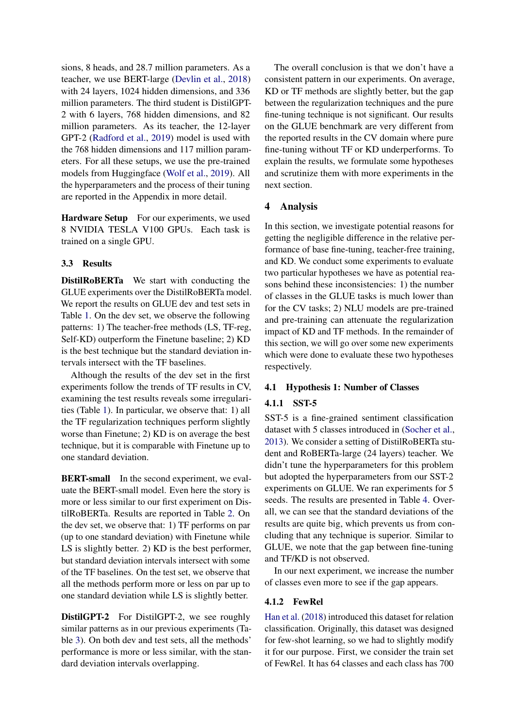sions, 8 heads, and 28.7 million parameters. As a teacher, we use BERT-large (Devlin et al., 2018) with 24 layers, 1024 hidden dimensions, and 336 million parameters. The third student is DistilGPT-2 with 6 layers, 768 hidden dimensions, and 82 million parameters. As its teacher, the 12-layer GPT-2 (Radford et al., 2019) model is used with the 768 hidden dimensions and 117 million parameters. For all these setups, we use the pre-trained models from Huggingface (Wolf et al., 2019). All the hyperparameters and the process of their tuning are reported in the Appendix in more detail.

**Hardware Setup** For our experiments, we used 8 NVIDIA TESLA V100 GPUs. Each task is trained on a single GPU.

### 3.3 Results

**DistilRoBERTa** We start with conducting the GLUE experiments over the DistilRoBERTa model. We report the results on GLUE dev and test sets in Table 1. On the dev set, we observe the following patterns: 1) The teacher-free methods (LS, TF-reg, Self-KD) outperform the Finetune baseline; 2) KD is the best technique but the standard deviation intervals intersect with the TF baselines.

Although the results of the dev set in the first experiments follow the trends of TF results in CV, examining the test results reveals some irregularities (Table 1). In particular, we observe that: 1) all the TF regularization techniques perform slightly worse than Finetune; 2) KD is on average the best technique, but it is comparable with Finetune up to one standard deviation.

**BERT-small** In the second experiment, we evaluate the BERT-small model. Even here the story is more or less similar to our first experiment on DistilRoBERTa. Results are reported in Table 2. On the dev set, we observe that: 1) TF performs on par (up to one standard deviation) with Finetune while LS is slightly better. 2) KD is the best performer, but standard deviation intervals intersect with some of the TF baselines. On the test set, we observe that all the methods perform more or less on par up to one standard deviation while LS is slightly better.

**DistilGPT-2** For DistilGPT-2, we see roughly similar patterns as in our previous experiments (Table 3). On both dev and test sets, all the methods' performance is more or less similar, with the standard deviation intervals overlapping.

The overall conclusion is that we don't have a consistent pattern in our experiments. On average, KD or TF methods are slightly better, but the gap between the regularization techniques and the pure fine-tuning technique is not significant. Our results on the GLUE benchmark are very different from the reported results in the CV domain where pure fine-tuning without TF or KD underperforms. To explain the results, we formulate some hypotheses and scrutinize them with more experiments in the next section.

## 4 Analysis

In this section, we investigate potential reasons for getting the negligible difference in the relative performance of base fine-tuning, teacher-free training, and KD. We conduct some experiments to evaluate two particular hypotheses we have as potential reasons behind these inconsistencies: 1) the number of classes in the GLUE tasks is much lower than for the CV tasks; 2) NLU models are pre-trained and pre-training can attenuate the regularization impact of KD and TF methods. In the remainder of this section, we will go over some new experiments which were done to evaluate these two hypotheses respectively.

### 4.1 Hypothesis 1: Number of Classes

#### 4.1.1 SST-5

SST-5 is a fine-grained sentiment classification dataset with 5 classes introduced in (Socher et al., 2013). We consider a setting of DistilRoBERTa student and RoBERTa-large (24 layers) teacher. We didn't tune the hyperparameters for this problem but adopted the hyperparameters from our SST-2 experiments on GLUE. We ran experiments for 5 seeds. The results are presented in Table 4. Overall, we can see that the standard deviations of the results are quite big, which prevents us from concluding that any technique is superior. Similar to GLUE, we note that the gap between fine-tuning and TF/KD is not observed.

In our next experiment, we increase the number of classes even more to see if the gap appears.

#### 4.1.2 FewRel

Han et al. (2018) introduced this dataset for relation classification. Originally, this dataset was designed for few-shot learning, so we had to slightly modify it for our purpose. First, we consider the train set of FewRel. It has 64 classes and each class has 700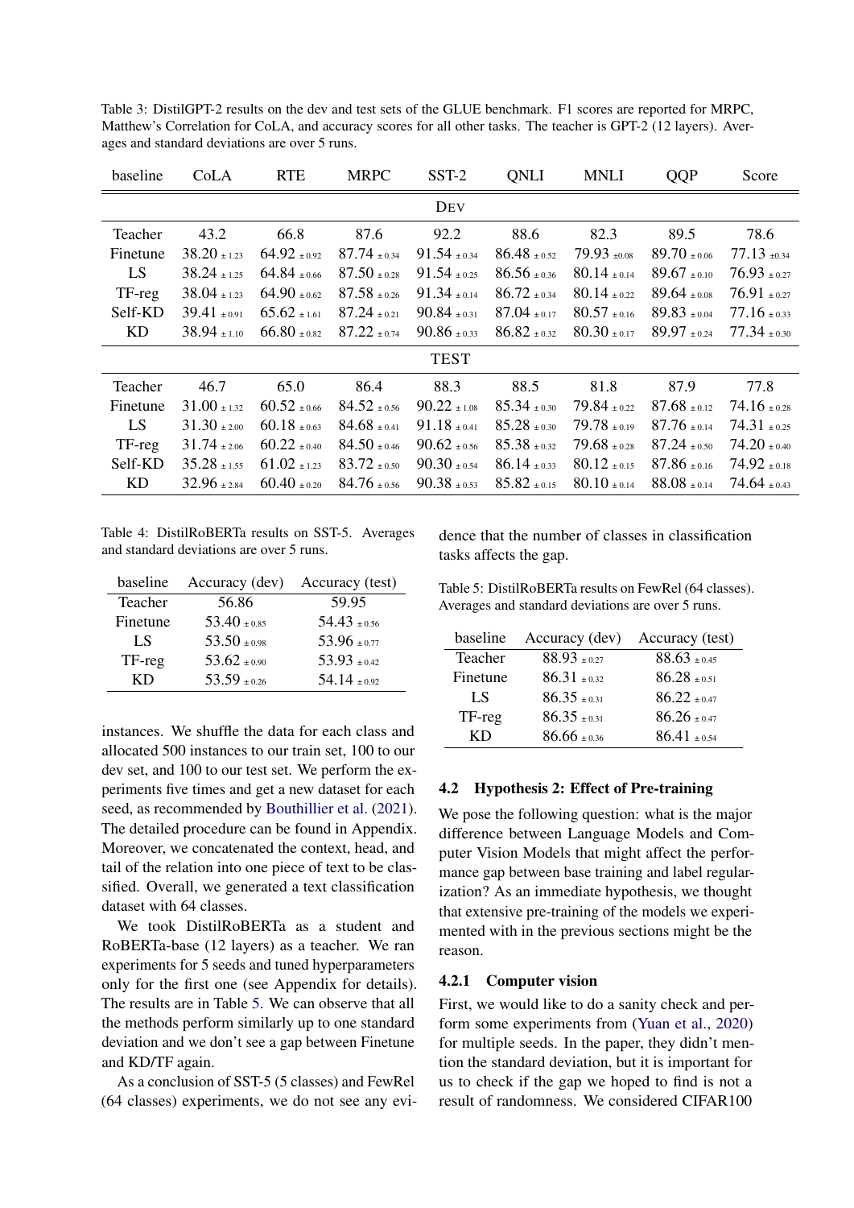Table 3: DistilGPT-2 results on the dev and test sets of the GLUE benchmark. F1 scores are reported for MRPC, Matthew's Correlation for CoLA, and accuracy scores for all other tasks. The teacher is GPT-2 (12 layers). Averages and standard deviations are over 5 runs.

| baseline | CoLA | RTE | MRPC | SST-2 | QNLI | MNLI | QQP | Score |
|---|---|---|---|---|---|---|---|---|
| | | | | DEV | | | | |
| Teacher | 43.2 | 66.8 | 87.6 | 92.2 | 88.6 | 82.3 | 89.5 | 78.6 |
| Finetune | 38.20 $\pm$ 1.23 | 64.92 $\pm$ 0.92 | 87.74 $\pm$ 0.34 | 91.54 $\pm$ 0.34 | 86.48 $\pm$ 0.52 | 79.93 $\pm$ 0.08 | 89.70 $\pm$ 0.06 | 77.13 $\pm$ 0.34 |
| LS | 38.24 $\pm$ 1.25 | 64.84 $\pm$ 0.66 | 87.50 $\pm$ 0.28 | 91.54 $\pm$ 0.25 | 86.56 $\pm$ 0.36 | 80.14 $\pm$ 0.14 | 89.67 $\pm$ 0.10 | 76.93 $\pm$ 0.27 |
| TF-reg | 38.04 $\pm$ 1.23 | 64.90 $\pm$ 0.62 | 87.58 $\pm$ 0.26 | 91.34 $\pm$ 0.14 | 86.72 $\pm$ 0.34 | 80.14 $\pm$ 0.22 | 89.64 $\pm$ 0.08 | 76.91 $\pm$ 0.27 |
| Self-KD | 39.41 $\pm$ 0.91 | 65.62 $\pm$ 1.61 | 87.24 $\pm$ 0.21 | 90.84 $\pm$ 0.31 | 87.04 $\pm$ 0.17 | 80.57 $\pm$ 0.16 | 89.83 $\pm$ 0.04 | 77.16 $\pm$ 0.33 |
| KD | 38.94 $\pm$ 1.10 | 66.80 $\pm$ 0.82 | 87.22 $\pm$ 0.74 | 90.86 $\pm$ 0.33 | 86.82 $\pm$ 0.32 | 80.30 $\pm$ 0.17 | 89.97 $\pm$ 0.24 | 77.34 $\pm$ 0.30 |
| | | | | TEST | | | | |
| Teacher | 46.7 | 65.0 | 86.4 | 88.3 | 88.5 | 81.8 | 87.9 | 77.8 |
| Finetune | 31.00 $\pm$ 1.32 | 60.52 $\pm$ 0.66 | 84.52 $\pm$ 0.56 | 90.22 $\pm$ 1.08 | 85.34 $\pm$ 0.30 | 79.84 $\pm$ 0.22 | 87.68 $\pm$ 0.12 | 74.16 $\pm$ 0.28 |
| LS | 31.30 $\pm$ 2.00 | 60.18 $\pm$ 0.63 | 84.68 $\pm$ 0.41 | 91.18 $\pm$ 0.41 | 85.28 $\pm$ 0.30 | 79.78 $\pm$ 0.19 | 87.76 $\pm$ 0.14 | 74.31 $\pm$ 0.25 |
| TF-reg | 31.74 $\pm$ 2.06 | 60.22 $\pm$ 0.40 | 84.50 $\pm$ 0.46 | 90.62 $\pm$ 0.56 | 85.38 $\pm$ 0.32 | 79.68 $\pm$ 0.28 | 87.24 $\pm$ 0.50 | 74.20 $\pm$ 0.40 |
| Self-KD | 35.28 $\pm$ 1.55 | 61.02 $\pm$ 1.23 | 83.72 $\pm$ 0.50 | 90.30 $\pm$ 0.54 | 86.14 $\pm$ 0.33 | 80.12 $\pm$ 0.15 | 87.86 $\pm$ 0.16 | 74.92 $\pm$ 0.18 |
| KD | 32.96 $\pm$ 2.84 | 60.40 $\pm$ 0.20 | 84.76 $\pm$ 0.56 | 90.38 $\pm$ 0.53 | 85.82 $\pm$ 0.15 | 80.10 $\pm$ 0.14 | 88.08 $\pm$ 0.14 | 74.64 $\pm$ 0.43 |

Table 4: DistilRoBERTa results on SST-5. Averages and standard deviations are over 5 runs.

| baseline | Accuracy (dev) | Accuracy (test) |
|---|---|---|
| Teacher | 56.86 | 59.95 |
| Finetune | 53.40 $\pm$ 0.85 | 54.43 $\pm$ 0.56 |
| LS | 53.50 $\pm$ 0.98 | 53.96 $\pm$ 0.77 |
| TF-reg | 53.62 $\pm$ 0.90 | 53.93 $\pm$ 0.42 |
| KD | 53.59 $\pm$ 0.26 | 54.14 $\pm$ 0.92 |

instances. We shuffle the data for each class and allocated 500 instances to our train set, 100 to our dev set, and 100 to our test set. We perform the experiments five times and get a new dataset for each seed, as recommended by Bouthillier et al. (2021). The detailed procedure can be found in Appendix. Moreover, we concatenated the context, head, and tail of the relation into one piece of text to be classified. Overall, we generated a text classification dataset with 64 classes.

We took DistilRoBERTa as a student and RoBERTa-base (12 layers) as a teacher. We ran experiments for 5 seeds and tuned hyperparameters only for the first one (see Appendix for details). The results are in Table 5. We can observe that all the methods perform similarly up to one standard deviation and we don't see a gap between Finetune and KD/TF again.

As a conclusion of SST-5 (5 classes) and FewRel (64 classes) experiments, we do not see any evidence that the number of classes in classification tasks affects the gap.

Table 5: DistilRoBERTa results on FewRel (64 classes). Averages and standard deviations are over 5 runs.

| baseline | Accuracy (dev) | Accuracy (test) |
|---|---|---|
| Teacher | 88.93 $\pm$ 0.27 | 88.63 $\pm$ 0.45 |
| Finetune | 86.31 $\pm$ 0.32 | 86.28 $\pm$ 0.51 |
| LS | 86.35 $\pm$ 0.31 | 86.22 $\pm$ 0.47 |
| TF-reg | 86.35 $\pm$ 0.31 | 86.26 $\pm$ 0.47 |
| KD | 86.66 $\pm$ 0.36 | 86.41 $\pm$ 0.54 |

### 4.2 Hypothesis 2: Effect of Pre-training

We pose the following question: what is the major difference between Language Models and Computer Vision Models that might affect the performance gap between base training and label regularization? As an immediate hypothesis, we thought that extensive pre-training of the models we experimented with in the previous sections might be the reason.

#### 4.2.1 Computer vision

First, we would like to do a sanity check and perform some experiments from (Yuan et al., 2020) for multiple seeds. In the paper, they didn't mention the standard deviation, but it is important for us to check if the gap we hoped to find is not a result of randomness. We considered CIFAR100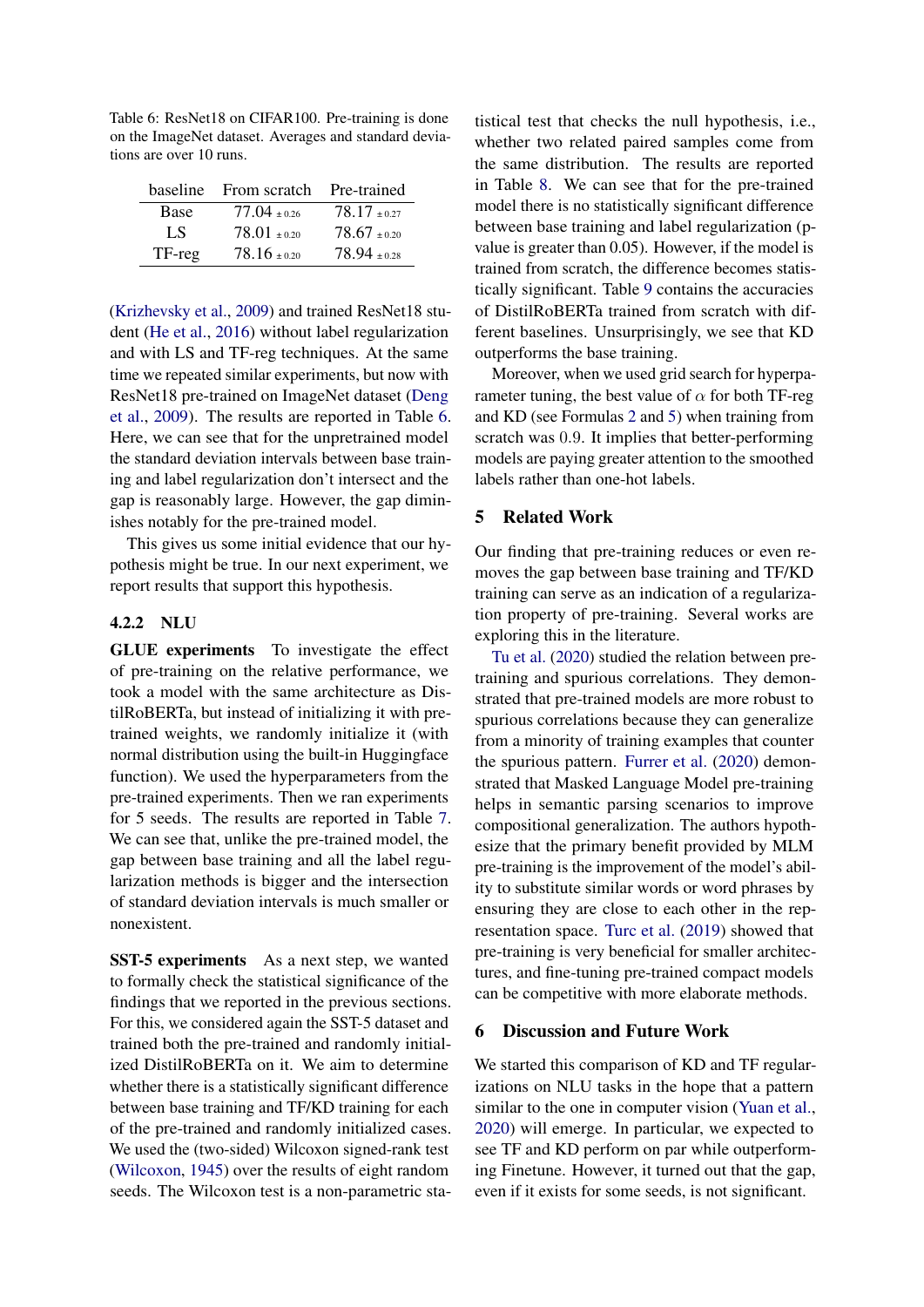Table 6: ResNet18 on CIFAR100. Pre-training is done on the ImageNet dataset. Averages and standard deviations are over 10 runs.

| baseline | From scratch | Pre-trained |
|---|---|---|
| Base | $77.04_{\pm 0.26}$ | $78.17_{\pm 0.27}$ |
| LS | $78.01_{\pm 0.20}$ | $78.67_{\pm 0.20}$ |
| TF-reg | $78.16_{\pm 0.20}$ | $78.94_{\pm 0.28}$ |

(Krizhevsky et al., 2009) and trained ResNet18 student (He et al., 2016) without label regularization and with LS and TF-reg techniques. At the same time we repeated similar experiments, but now with ResNet18 pre-trained on ImageNet dataset (Deng et al., 2009). The results are reported in Table 6. Here, we can see that for the unpretrained model the standard deviation intervals between base training and label regularization don't intersect and the gap is reasonably large. However, the gap diminishes notably for the pre-trained model.

This gives us some initial evidence that our hypothesis might be true. In our next experiment, we report results that support this hypothesis.

### 4.2.2 NLU

**GLUE experiments** To investigate the effect of pre-training on the relative performance, we took a model with the same architecture as DistilRoBERTa, but instead of initializing it with pre-trained weights, we randomly initialize it (with normal distribution using the built-in Huggingface function). We used the hyperparameters from the pre-trained experiments. Then we ran experiments for 5 seeds. The results are reported in Table 7. We can see that, unlike the pre-trained model, the gap between base training and all the label regularization methods is bigger and the intersection of standard deviation intervals is much smaller or nonexistent.

**SST-5 experiments** As a next step, we wanted to formally check the statistical significance of the findings that we reported in the previous sections. For this, we considered again the SST-5 dataset and trained both the pre-trained and randomly initialized DistilRoBERTa on it. We aim to determine whether there is a statistically significant difference between base training and TF/KD training for each of the pre-trained and randomly initialized cases. We used the (two-sided) Wilcoxon signed-rank test (Wilcoxon, 1945) over the results of eight random seeds. The Wilcoxon test is a non-parametric statistical test that checks the null hypothesis, i.e., whether two related paired samples come from the same distribution. The results are reported in Table 8. We can see that for the pre-trained model there is no statistically significant difference between base and label regularization (p-value is greater than 0.05). However, if the model is trained from scratch, the difference becomes statistically significant. Table 9 contains the accuracies of DistilRoBERTa trained from scratch with different baselines. Unsurprisingly, we see that KD outperforms the base training.

Moreover, when we used grid search for hyperparameter tuning, the best value of $\alpha$ for both TF-reg and KD (see Formulas 2 and 5) when training from scratch was 0.9. It implies that better-performing models are paying greater attention to the smoothed labels rather than one-hot labels.

## 5 Related Work

Our finding that pre-training reduces or even removes the gap between base training and TF/KD training can serve as an indication of a regularization property of pre-training. Several works are exploring this in the literature.

Tu et al. (2020) studied the relation between pre-training and spurious correlations. They demonstrated that pre-trained models are more robust to spurious correlations because they can generalize from a minority of training examples that counter the spurious pattern. Furrer et al. (2020) demonstrated that Masked Language Model pre-training helps in semantic parsing scenarios to improve compositional generalization. The authors hypothesize that the primary benefit provided by MLM pre-training is the improvement of the model's ability to substitute similar words or word phrases by ensuring they are close to each other in the representation space. Turc et al. (2019) showed that pre-training is very beneficial for smaller architectures, and fine-tuning pre-trained compact models can be competitive with more elaborate methods.

## 6 Discussion and Future Work

We started this comparison of KD and TF regularizations on NLU tasks in the hope that a pattern similar to the one in computer vision (Yuan et al., 2020) will emerge. In particular, we expected to see TF and KD perform on par while outperforming Finetune. However, it turned out that the gap, even if it exists for some seeds, is not significant.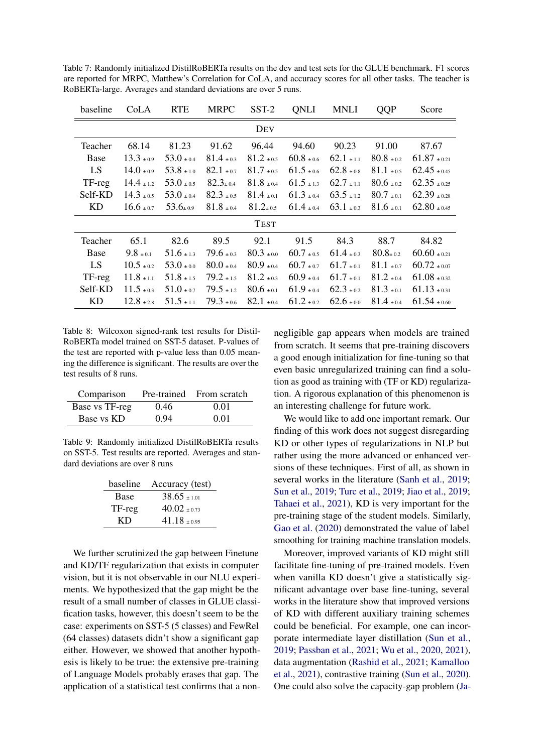Table 7: Randomly initialized DistilRoBERTa results on the dev and test sets for the GLUE benchmark. F1 scores are reported for MRPC, Matthew's Correlation for CoLA, and accuracy scores for all other tasks. The teacher is RoBERTa-large. Averages and standard deviations are over 5 runs.

| baseline | CoLA | RTE | MRPC | SST-2 | QNLI | MNLI | QQP | Score |
|---|---|---|---|---|---|---|---|---|
| | | | | DEV | | | | |
| Teacher | 68.14 | 81.23 | 91.62 | 96.44 | 94.60 | 90.23 | 91.00 | 87.67 |
| Base | 13.3 $_{\pm 0.9}$ | 53.0 $_{\pm 0.4}$ | 81.4 $_{\pm 0.3}$ | 81.2 $_{\pm 0.5}$ | 60.8 $_{\pm 0.6}$ | 62.1 $_{\pm 1.1}$ | 80.8 $_{\pm 0.2}$ | 61.87 $_{\pm 0.21}$ |
| LS | 14.0 $_{\pm 0.9}$ | 53.8 $_{\pm 1.0}$ | 82.1 $_{\pm 0.7}$ | 81.7 $_{\pm 0.5}$ | 61.5 $_{\pm 0.6}$ | 62.8 $_{\pm 0.8}$ | 81.1 $_{\pm 0.5}$ | 62.45 $_{\pm 0.45}$ |
| TF-reg | 14.4 $_{\pm 1.2}$ | 53.0 $_{\pm 0.5}$ | 82.3 $_{\pm 0.4}$ | 81.8 $_{\pm 0.4}$ | 61.5 $_{\pm 1.3}$ | 62.7 $_{\pm 1.1}$ | 80.6 $_{\pm 0.2}$ | 62.35 $_{\pm 0.25}$ |
| Self-KD | 14.3 $_{\pm 0.5}$ | 53.0 $_{\pm 0.4}$ | 82.3 $_{\pm 0.5}$ | 81.4 $_{\pm 0.1}$ | 61.3 $_{\pm 0.4}$ | 63.5 $_{\pm 1.2}$ | 80.7 $_{\pm 0.1}$ | 62.39 $_{\pm 0.28}$ |
| KD | 16.6 $_{\pm 0.7}$ | 53.6 $_{\pm 0.9}$ | 81.8 $_{\pm 0.4}$ | 81.2 $_{\pm 0.5}$ | 61.4 $_{\pm 0.4}$ | 63.1 $_{\pm 0.3}$ | 81.6 $_{\pm 0.1}$ | 62.80 $_{\pm 0.45}$ |
| | | | | TEST | | | | |
| Teacher | 65.1 | 82.6 | 89.5 | 92.1 | 91.5 | 84.3 | 88.7 | 84.82 |
| Base | 9.8 $_{\pm 0.1}$ | 51.6 $_{\pm 1.3}$ | 79.6 $_{\pm 0.3}$ | 80.3 $_{\pm 0.0}$ | 60.7 $_{\pm 0.5}$ | 61.4 $_{\pm 0.3}$ | 80.8 $_{\pm 0.2}$ | 60.60 $_{\pm 0.21}$ |
| LS | 10.5 $_{\pm 0.2}$ | 53.0 $_{\pm 0.0}$ | 80.0 $_{\pm 0.4}$ | 80.9 $_{\pm 0.4}$ | 60.7 $_{\pm 0.7}$ | 61.7 $_{\pm 0.1}$ | 81.1 $_{\pm 0.7}$ | 60.72 $_{\pm 0.07}$ |
| TF-reg | 11.8 $_{\pm 1.1}$ | 51.8 $_{\pm 1.5}$ | 79.2 $_{\pm 1.5}$ | 81.2 $_{\pm 0.3}$ | 60.9 $_{\pm 0.4}$ | 61.7 $_{\pm 0.1}$ | 81.2 $_{\pm 0.4}$ | 61.08 $_{\pm 0.32}$ |
| Self-KD | 11.5 $_{\pm 0.3}$ | 51.0 $_{\pm 0.7}$ | 79.5 $_{\pm 1.2}$ | 80.6 $_{\pm 0.1}$ | 61.9 $_{\pm 0.4}$ | 62.3 $_{\pm 0.2}$ | 81.3 $_{\pm 0.1}$ | 61.13 $_{\pm 0.31}$ |
| KD | 12.8 $_{\pm 2.8}$ | 51.5 $_{\pm 1.1}$ | 79.3 $_{\pm 0.6}$ | 82.1 $_{\pm 0.4}$ | 61.2 $_{\pm 0.2}$ | 62.6 $_{\pm 0.0}$ | 81.4 $_{\pm 0.4}$ | 61.54 $_{\pm 0.60}$ |

Table 8: Wilcoxon signed-rank test results for DistilRoBERTa model trained on SST-5 dataset. P-values of the test are reported with p-value less than 0.05 meaning the difference is significant. The results are over the test results of 8 runs.

| Comparison | Pre-trained | From scratch |
|---|---|---|
| Base vs TF-reg | 0.46 | 0.01 |
| Base vs KD | 0.94 | 0.01 |

Table 9: Randomly initialized DistilRoBERTa results on SST-5. Test results are reported. Averages and standard deviations are over 8 runs

| baseline | Accuracy (test) |
|---|---|
| Base | 38.65 $_{\pm 1.01}$ |
| TF-reg | 40.02 $_{\pm 0.73}$ |
| KD | 41.18 $_{\pm 0.95}$ |

We further scrutinized the gap between Finetune and KD/TF regularization that exists in computer vision, but it is not observable in our NLU experiments. We hypothesized that the gap might be the result of a small number of classes in GLUE classification tasks, however, this doesn't seem to be the case: experiments on SST-5 (5 classes) and FewRel (64 classes) datasets didn't show a significant gap either. However, we showed that another hypothesis is likely to be true: the extensive pre-training of Language Models probably erases that gap. The application of a statistical test confirms that a non-negligible gap appears when models are trained from scratch. It seems that pre-training discovers a good enough initialization for fine-tuning so that even basic unregularized training can find a solution as good as training with (TF or KD) regularization. A rigorous explanation of this phenomenon is an interesting challenge for future work.

We would like to add one important remark. Our finding of this work does not suggest disregarding KD or other types of regularizations in NLP but rather using the more advanced or enhanced versions of these techniques. First of all, as shown in several works in the literature (Sanh et al., 2019; Sun et al., 2019; Turc et al., 2019; Jiao et al., 2019; Tahaei et al., 2021), KD is very important for the pre-training stage of the student models. Similarly, Gao et al. (2020) demonstrated the value of label smoothing for training machine translation models.

Moreover, improved variants of KD might still facilitate fine-tuning of pre-trained models. Even when vanilla KD doesn't give a statistically significant advantage over base fine-tuning, several works in the literature show that improved versions of KD with different auxiliary training schemes could be beneficial. For example, one can incorporate intermediate layer distillation (Sun et al., 2019; Passban et al., 2021; Wu et al., 2020, 2021), data augmentation (Rashid et al., 2021; Kamalloo et al., 2021), contrastive training (Sun et al., 2020). One could also solve the capacity-gap problem (Ja-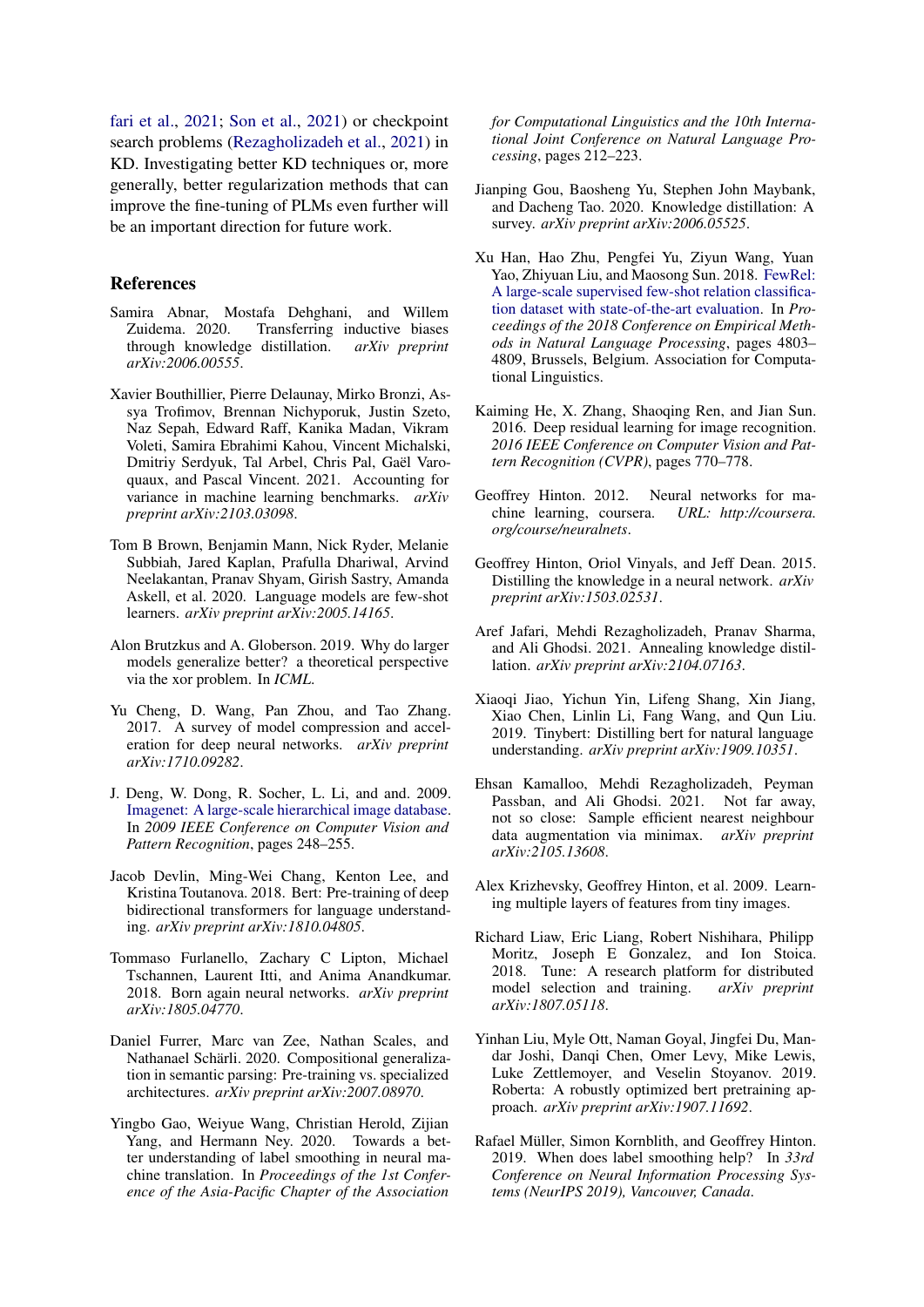fari et al., 2021; Son et al., 2021) or checkpoint search problems (Rezagholizadeh et al., 2021) in KD. Investigating better KD techniques or, more generally, better regularization methods that can improve the fine-tuning of PLMs even further will be an important direction for future work.

## References

Samira Abnar, Mostafa Dehghani, and Willem Zuidema. 2020. Transferring inductive biases through knowledge distillation. *arXiv preprint arXiv:2006.00555*.

Xavier Bouthillier, Pierre Delaunay, Mirko Bronzi, Assya Trofimov, Brennan Nichyporuk, Justin Szeto, Naz Sepah, Edward Raff, Kanika Madan, Vikram Voleti, Samira Ebrahimi Kahou, Vincent Michalski, Dmitriy Serdyuk, Tal Arbel, Chris Pal, Gaël Varoquaux, and Pascal Vincent. 2021. Accounting for variance in machine learning benchmarks. *arXiv preprint arXiv:2103.03098*.

Tom B Brown, Benjamin Mann, Nick Ryder, Melanie Subbiah, Jared Kaplan, Prafulla Dhariwal, Arvind Neelakantan, Pranav Shyam, Girish Sastry, Amanda Askell, et al. 2020. Language models are few-shot learners. *arXiv preprint arXiv:2005.14165*.

Alon Brutzkus and A. Globerson. 2019. Why do larger models generalize better? a theoretical perspective via the xor problem. In *ICML*.

Yu Cheng, D. Wang, Pan Zhou, and Tao Zhang. 2017. A survey of model compression and acceleration for deep neural networks. *arXiv preprint arXiv:1710.09282*.

J. Deng, W. Dong, R. Socher, L. Li, and and. 2009. Imagenet: A large-scale hierarchical image database. In *2009 IEEE Conference on Computer Vision and Pattern Recognition*, pages 248–255.

Jacob Devlin, Ming-Wei Chang, Kenton Lee, and Kristina Toutanova. 2018. Bert: Pre-training of deep bidirectional transformers for language understanding. *arXiv preprint arXiv:1810.04805*.

Tommaso Furlanello, Zachary C Lipton, Michael Tschannen, Laurent Itti, and Anima Anandkumar. 2018. Born again neural networks. *arXiv preprint arXiv:1805.04770*.

Daniel Furrer, Marc van Zee, Nathan Scales, and Nathanael Schärli. 2020. Compositional generalization in semantic parsing: Pre-training vs. specialized architectures. *arXiv preprint arXiv:2007.08970*.

Yingbo Gao, Weiyue Wang, Christian Herold, Zijian Yang, and Hermann Ney. 2020. Towards a better understanding of label smoothing in neural machine translation. In *Proceedings of the 1st Conference of the Asia-Pacific Chapter of the Association for Computational Linguistics and the 10th International Joint Conference on Natural Language Processing*, pages 212–223.

Jianping Gou, Baosheng Yu, Stephen John Maybank, and Dacheng Tao. 2020. Knowledge distillation: A survey. *arXiv preprint arXiv:2006.05525*.

Xu Han, Hao Zhu, Pengfei Yu, Ziyun Wang, Yuan Yao, Zhiyuan Liu, and Maosong Sun. 2018. FewRel: A large-scale supervised few-shot relation classification dataset with state-of-the-art evaluation. In *Proceedings of the 2018 Conference on Empirical Methods in Natural Language Processing*, pages 4803–4809, Brussels, Belgium. Association for Computational Linguistics.

Kaiming He, X. Zhang, Shaoqing Ren, and Jian Sun. 2016. Deep residual learning for image recognition. *2016 IEEE Conference on Computer Vision and Pattern Recognition (CVPR)*, pages 770–778.

Geoffrey Hinton. 2012. Neural networks for machine learning, coursera. *URL: http://coursera.org/course/neuralnets*.

Geoffrey Hinton, Oriol Vinyals, and Jeff Dean. 2015. Distilling the knowledge in a neural network. *arXiv preprint arXiv:1503.02531*.

Aref Jafari, Mehdi Rezagholizadeh, Pranav Sharma, and Ali Ghodsi. 2021. Annealing knowledge distillation. *arXiv preprint arXiv:2104.07163*.

Xiaoqi Jiao, Yichun Yin, Lifeng Shang, Xin Jiang, Xiao Chen, Linlin Li, Fang Wang, and Qun Liu. 2019. Tinybert: Distilling bert for natural language understanding. *arXiv preprint arXiv:1909.10351*.

Ehsan Kamalloo, Mehdi Rezagholizadeh, Peyman Passban, and Ali Ghodsi. 2021. Not far away, not so close: Sample efficient nearest neighbour data augmentation via minimax. *arXiv preprint arXiv:2105.13608*.

Alex Krizhevsky, Geoffrey Hinton, et al. 2009. Learning multiple layers of features from tiny images.

Richard Liaw, Eric Liang, Robert Nishihara, Philipp Moritz, Joseph E Gonzalez, and Ion Stoica. 2018. Tune: A research platform for distributed model selection and training. *arXiv preprint arXiv:1807.05118*.

Yinhan Liu, Myle Ott, Naman Goyal, Jingfei Du, Mandar Joshi, Danqi Chen, Omer Levy, Mike Lewis, Luke Zettlemoyer, and Veselin Stoyanov. 2019. Roberta: A robustly optimized bert pretraining approach. *arXiv preprint arXiv:1907.11692*.

Rafael Müller, Simon Kornblith, and Geoffrey Hinton. 2019. When does label smoothing help? In *33rd Conference on Neural Information Processing Systems (NeurIPS 2019), Vancouver, Canada*.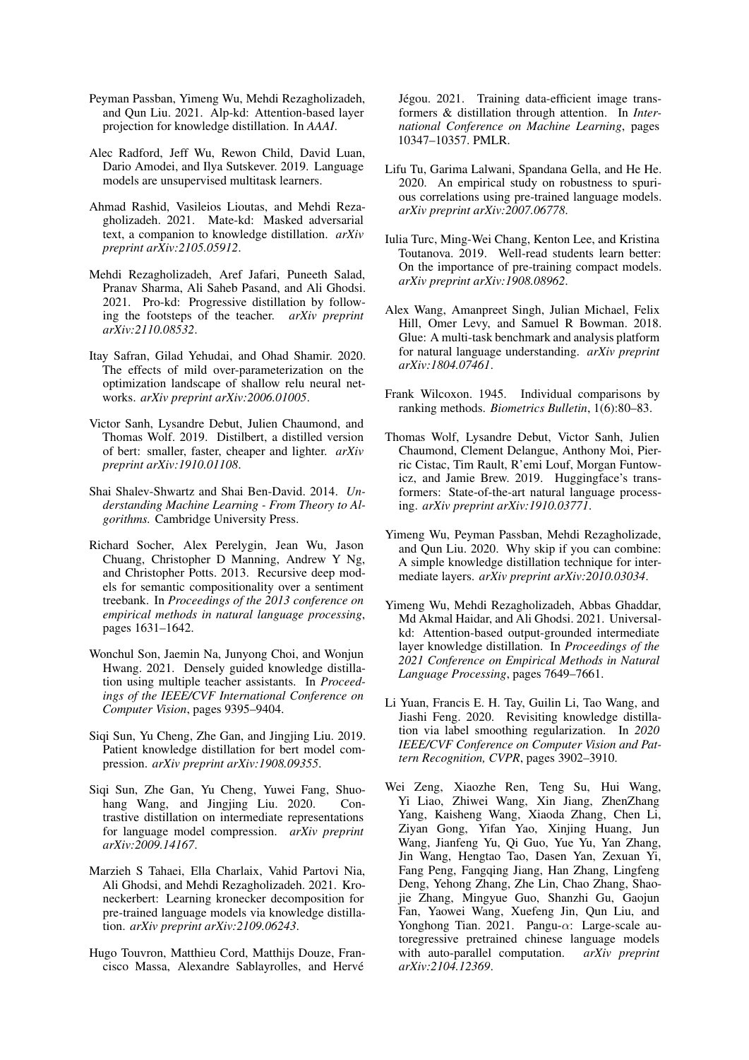Peyman Passban, Yimeng Wu, Mehdi Rezagholizadeh, and Qun Liu. 2021. Alp-kd: Attention-based layer projection for knowledge distillation. In *AAAI*.

Alec Radford, Jeff Wu, Rewon Child, David Luan, Dario Amodei, and Ilya Sutskever. 2019. Language models are unsupervised multitask learners.

Ahmad Rashid, Vasileios Lioutas, and Mehdi Rezagholizadeh. 2021. Mate-kd: Masked adversarial text, a companion to knowledge distillation. *arXiv preprint arXiv:2105.05912*.

Mehdi Rezagholizadeh, Aref Jafari, Puneeth Salad, Pranav Sharma, Ali Saheb Pasand, and Ali Ghodsi. 2021. Pro-kd: Progressive distillation by following the footsteps of the teacher. *arXiv preprint arXiv:2110.08532*.

Itay Safran, Gilad Yehudai, and Ohad Shamir. 2020. The effects of mild over-parameterization on the optimization landscape of shallow relu neural networks. *arXiv preprint arXiv:2006.01005*.

Victor Sanh, Lysandre Debut, Julien Chaumond, and Thomas Wolf. 2019. Distilbert, a distilled version of bert: smaller, faster, cheaper and lighter. *arXiv preprint arXiv:1910.01108*.

Shai Shalev-Shwartz and Shai Ben-David. 2014. *Understanding Machine Learning - From Theory to Algorithms.* Cambridge University Press.

Richard Socher, Alex Perelygin, Jean Wu, Jason Chuang, Christopher D Manning, Andrew Y Ng, and Christopher Potts. 2013. Recursive deep models for semantic compositionality over a sentiment treebank. In *Proceedings of the 2013 conference on empirical methods in natural language processing*, pages 1631–1642.

Wonchul Son, Jaemin Na, Junyong Choi, and Wonjun Hwang. 2021. Densely guided knowledge distillation using multiple teacher assistants. In *Proceedings of the IEEE/CVF International Conference on Computer Vision*, pages 9395–9404.

Siqi Sun, Yu Cheng, Zhe Gan, and Jingjing Liu. 2019. Patient knowledge distillation for bert model compression. *arXiv preprint arXiv:1908.09355*.

Siqi Sun, Zhe Gan, Yu Cheng, Yuwei Fang, Shuohang Wang, and Jingjing Liu. 2020. Contrastive distillation on intermediate representations for language model compression. *arXiv preprint arXiv:2009.14167*.

Marzieh S Tahaei, Ella Charlaix, Vahid Partovi Nia, Ali Ghodsi, and Mehdi Rezagholizadeh. 2021. Kroneckerbert: Learning kronecker decomposition for pre-trained language models via knowledge distillation. *arXiv preprint arXiv:2109.06243*.

Hugo Touvron, Matthieu Cord, Matthijs Douze, Francisco Massa, Alexandre Sablayrolles, and Hervé Jégou. 2021. Training data-efficient image transformers & distillation through attention. In *International Conference on Machine Learning*, pages 10347–10357. PMLR.

Lifu Tu, Garima Lalwani, Spandana Gella, and He He. 2020. An empirical study on robustness to spurious correlations using pre-trained language models. *arXiv preprint arXiv:2007.06778*.

Iulia Turc, Ming-Wei Chang, Kenton Lee, and Kristina Toutanova. 2019. Well-read students learn better: On the importance of pre-training compact models. *arXiv preprint arXiv:1908.08962*.

Alex Wang, Amanpreet Singh, Julian Michael, Felix Hill, Omer Levy, and Samuel R Bowman. 2018. Glue: A multi-task benchmark and analysis platform for natural language understanding. *arXiv preprint arXiv:1804.07461*.

Frank Wilcoxon. 1945. Individual comparisons by ranking methods. *Biometrics Bulletin*, 1(6):80–83.

Thomas Wolf, Lysandre Debut, Victor Sanh, Julien Chaumond, Clement Delangue, Anthony Moi, Pierric Cistac, Tim Rault, R'emi Louf, Morgan Funtowicz, and Jamie Brew. 2019. Huggingface's transformers: State-of-the-art natural language processing. *arXiv preprint arXiv:1910.03771*.

Yimeng Wu, Peyman Passban, Mehdi Rezagholizade, and Qun Liu. 2020. Why skip if you can combine: A simple knowledge distillation technique for intermediate layers. *arXiv preprint arXiv:2010.03034*.

Yimeng Wu, Mehdi Rezagholizadeh, Abbas Ghaddar, Md Akmal Haidar, and Ali Ghodsi. 2021. Universal-kd: Attention-based output-grounded intermediate layer knowledge distillation. In *Proceedings of the 2021 Conference on Empirical Methods in Natural Language Processing*, pages 7649–7661.

Li Yuan, Francis E. H. Tay, Guilin Li, Tao Wang, and Jiashi Feng. 2020. Revisiting knowledge distillation via label smoothing regularization. In *2020 IEEE/CVF Conference on Computer Vision and Pattern Recognition, CVPR*, pages 3902–3910.

Wei Zeng, Xiaozhe Ren, Teng Su, Hui Wang, Yi Liao, Zhiwei Wang, Xin Jiang, ZhenZhang Yang, Kaisheng Wang, Xiaoda Zhang, Chen Li, Ziyan Gong, Yifan Yao, Xinjing Huang, Jun Wang, Jianfeng Yu, Qi Guo, Yue Yu, Yan Zhang, Jin Wang, Hengtao Tao, Dasen Yan, Zexuan Yi, Fang Peng, Fangqing Jiang, Han Zhang, Lingfeng Deng, Yehong Zhang, Zhe Lin, Chao Zhang, Shaojie Zhang, Mingyue Guo, Shanzhi Gu, Gaojun Fan, Yaowei Wang, Xuefeng Jin, Qun Liu, and Yonghong Tian. 2021. Pangu-$\alpha$: Large-scale autoregressive pretrained chinese language models with auto-parallel computation. *arXiv preprint arXiv:2104.12369*.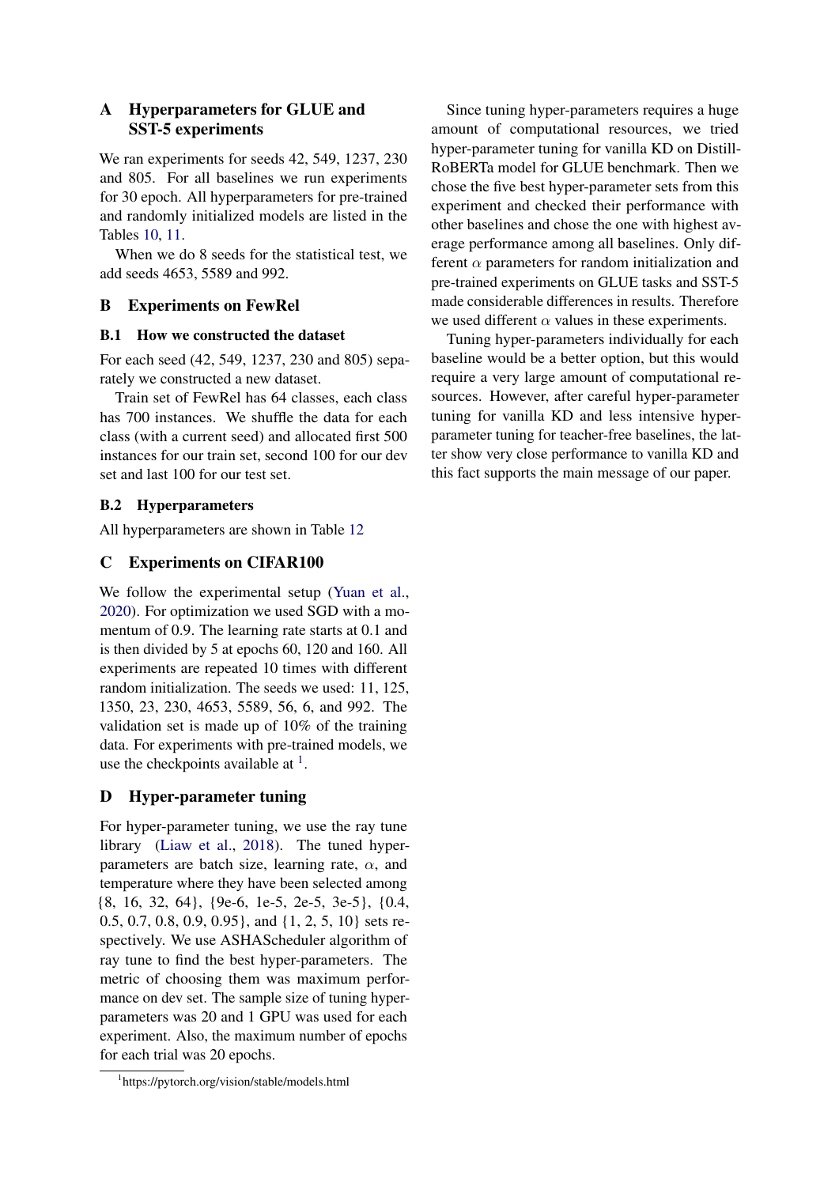## A Hyperparameters for GLUE and SST-5 experiments

We ran experiments for seeds 42, 549, 1237, 230 and 805. For all baselines we run experiments for 30 epoch. All hyperparameters for pre-trained and randomly initialized models are listed in the Tables 10, 11.

When we do 8 seeds for the statistical test, we add seeds 4653, 5589 and 992.

## B Experiments on FewRel

### B.1 How we constructed the dataset

For each seed (42, 549, 1237, 230 and 805) separately we constructed a new dataset.

Train set of FewRel has 64 classes, each class has 700 instances. We shuffle the data for each class (with a current seed) and allocated first 500 instances for our train set, second 100 for our dev set and last 100 for our test set.

### B.2 Hyperparameters

All hyperparameters are shown in Table 12

## C Experiments on CIFAR100

We follow the experimental setup (Yuan et al., 2020). For optimization we used SGD with a momentum of 0.9. The learning rate starts at 0.1 and is then divided by 5 at epochs 60, 120 and 160. All experiments are repeated 10 times with different random initialization. The seeds we used: 11, 125, 1350, 23, 230, 4653, 5589, 56, 6, and 992. The validation set is made up of 10% of the training data. For experiments with pre-trained models, we use the checkpoints available at [1].

## D Hyper-parameter tuning

For hyper-parameter tuning, we use the ray tune library (Liaw et al., 2018). The tuned hyper-parameters are batch size, learning rate, $\alpha$, and temperature where they have been selected among {8, 16, 32, 64}, {9e-6, 1e-5, 2e-5, 3e-5}, {0.4, 0.5, 0.7, 0.8, 0.9, 0.95}, and {1, 2, 5, 10} sets respectively. We use ASHAScheduler algorithm of ray tune to find the best hyper-parameters. The metric of choosing them was maximum performance on dev set. The sample size of tuning hyper-parameters was 20 and 1 GPU was used for each experiment. Also, the maximum number of epochs for each trial was 20 epochs.

Since tuning hyper-parameters requires a huge amount of computational resources, we tried hyper-parameter tuning for vanilla KD on DistillRoBERTa model for GLUE benchmark. Then we chose the five best hyper-parameter sets from this experiment and checked their performance with other baselines and chose the one with highest average performance among all baselines. Only different $\alpha$ parameters for random initialization and pre-trained experiments on GLUE tasks and SST-5 made considerable differences in results. Therefore we used different $\alpha$ values in these experiments.

Tuning hyper-parameters individually for each baseline would be a better option, but this would require a very large amount of computational resources. However, after careful hyper-parameter tuning for vanilla KD and less intensive hyper-parameter tuning for teacher-free baselines, the latter show very close performance to vanilla KD and this fact supports the main message of our paper.

[1] https://pytorch.org/vision/stable/models.html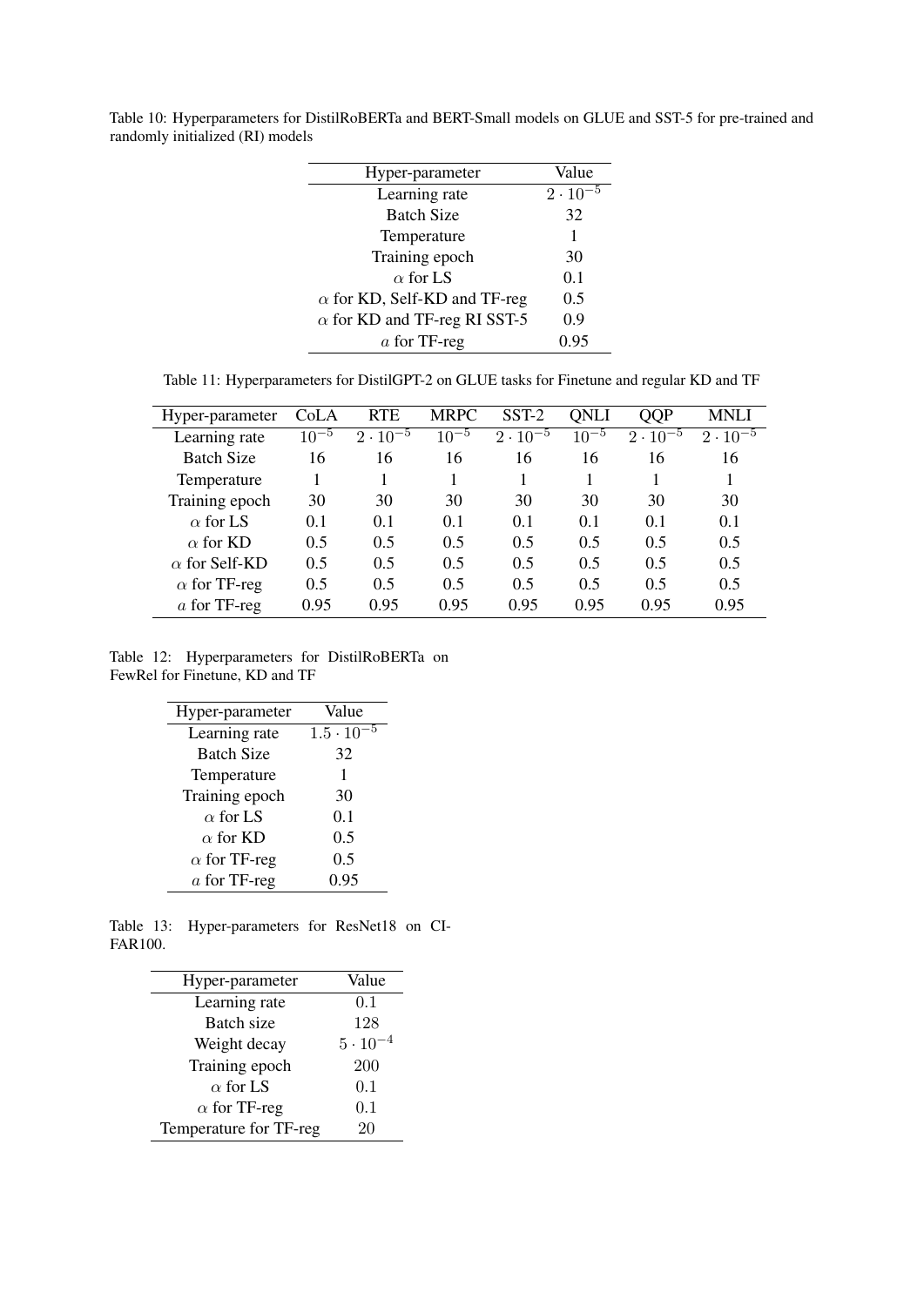Table 10: Hyperparameters for DistilRoBERTa and BERT-Small models on GLUE and SST-5 for pre-trained and randomly initialized (RI) models

| Hyper-parameter | Value |
|---|---|
| Learning rate | $2 \cdot 10^{-5}$ |
| Batch Size | 32 |
| Temperature | 1 |
| Training epoch | 30 |
| $\alpha$ for LS | 0.1 |
| $\alpha$ for KD, Self-KD and TF-reg | 0.5 |
| $\alpha$ for KD and TF-reg RI SST-5 | 0.9 |
| $a$ for TF-reg | 0.95 |

Table 11: Hyperparameters for DistilGPT-2 on GLUE tasks for Finetune and regular KD and TF

| Hyper-parameter | CoLA | RTE | MRPC | SST-2 | QNLI | QQP | MNLI |
|---|---|---|---|---|---|---|---|
| Learning rate | $10^{-5}$ | $2 \cdot 10^{-5}$ | $10^{-5}$ | $2 \cdot 10^{-5}$ | $10^{-5}$ | $2 \cdot 10^{-5}$ | $2 \cdot 10^{-5}$ |
| Batch Size | 16 | 16 | 16 | 16 | 16 | 16 | 16 |
| Temperature | 1 | 1 | 1 | 1 | 1 | 1 | 1 |
| Training epoch | 30 | 30 | 30 | 30 | 30 | 30 | 30 |
| $\alpha$ for LS | 0.1 | 0.1 | 0.1 | 0.1 | 0.1 | 0.1 | 0.1 |
| $\alpha$ for KD | 0.5 | 0.5 | 0.5 | 0.5 | 0.5 | 0.5 | 0.5 |
| $\alpha$ for Self-KD | 0.5 | 0.5 | 0.5 | 0.5 | 0.5 | 0.5 | 0.5 |
| $\alpha$ for TF-reg | 0.5 | 0.5 | 0.5 | 0.5 | 0.5 | 0.5 | 0.5 |
| $a$ for TF-reg | 0.95 | 0.95 | 0.95 | 0.95 | 0.95 | 0.95 | 0.95 |

Table 12: Hyperparameters for DistilRoBERTa on FewRel for Finetune, KD and TF

| Hyper-parameter | Value |
|---|---|
| Learning rate | $1.5 \cdot 10^{-5}$ |
| Batch Size | 32 |
| Temperature | 1 |
| Training epoch | 30 |
| $\alpha$ for LS | 0.1 |
| $\alpha$ for KD | 0.5 |
| $\alpha$ for TF-reg | 0.5 |
| $a$ for TF-reg | 0.95 |

Table 13: Hyper-parameters for ResNet18 on CIFAR100.

| Hyper-parameter | Value |
|---|---|
| Learning rate | 0.1 |
| Batch size | 128 |
| Weight decay | $5 \cdot 10^{-4}$ |
| Training epoch | 200 |
| $\alpha$ for LS | 0.1 |
| $\alpha$ for TF-reg | 0.1 |
| Temperature for TF-reg | 20 |